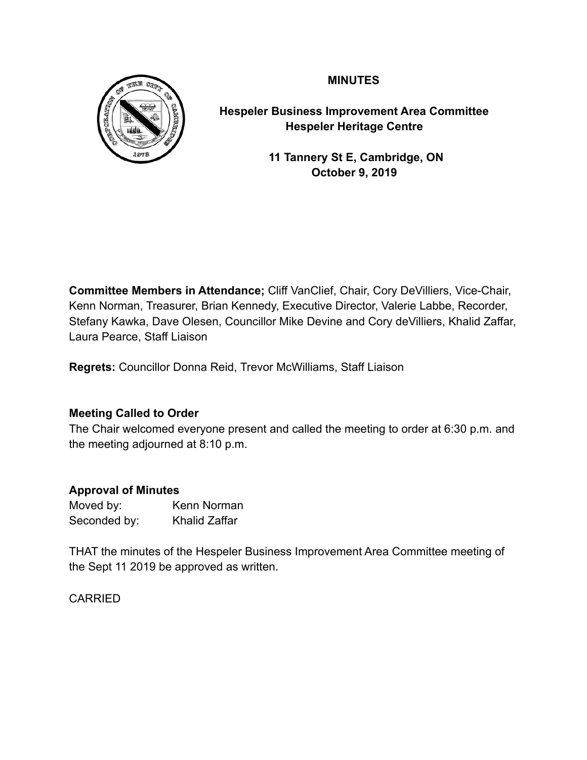# MINUTES

**Hespeler Business Improvement Area Committee**
**Hespeler Heritage Centre**

**11 Tannery St E, Cambridge, ON**
**October 9, 2019**

**Committee Members in Attendance;** Cliff VanClief, Chair, Cory DeVilliers, Vice-Chair, Kenn Norman, Treasurer, Brian Kennedy, Executive Director, Valerie Labbe, Recorder, Stefany Kawka, Dave Olesen, Councillor Mike Devine and Cory deVilliers, Khalid Zaffar, Laura Pearce, Staff Liaison

**Regrets:** Councillor Donna Reid, Trevor McWilliams, Staff Liaison

**Meeting Called to Order**

The Chair welcomed everyone present and called the meeting to order at 6:30 p.m. and the meeting adjourned at 8:10 p.m.

**Approval of Minutes**

Moved by: Kenn Norman
Seconded by: Khalid Zaffar

THAT the minutes of the Hespeler Business Improvement Area Committee meeting of the Sept 11 2019 be approved as written.

CARRIED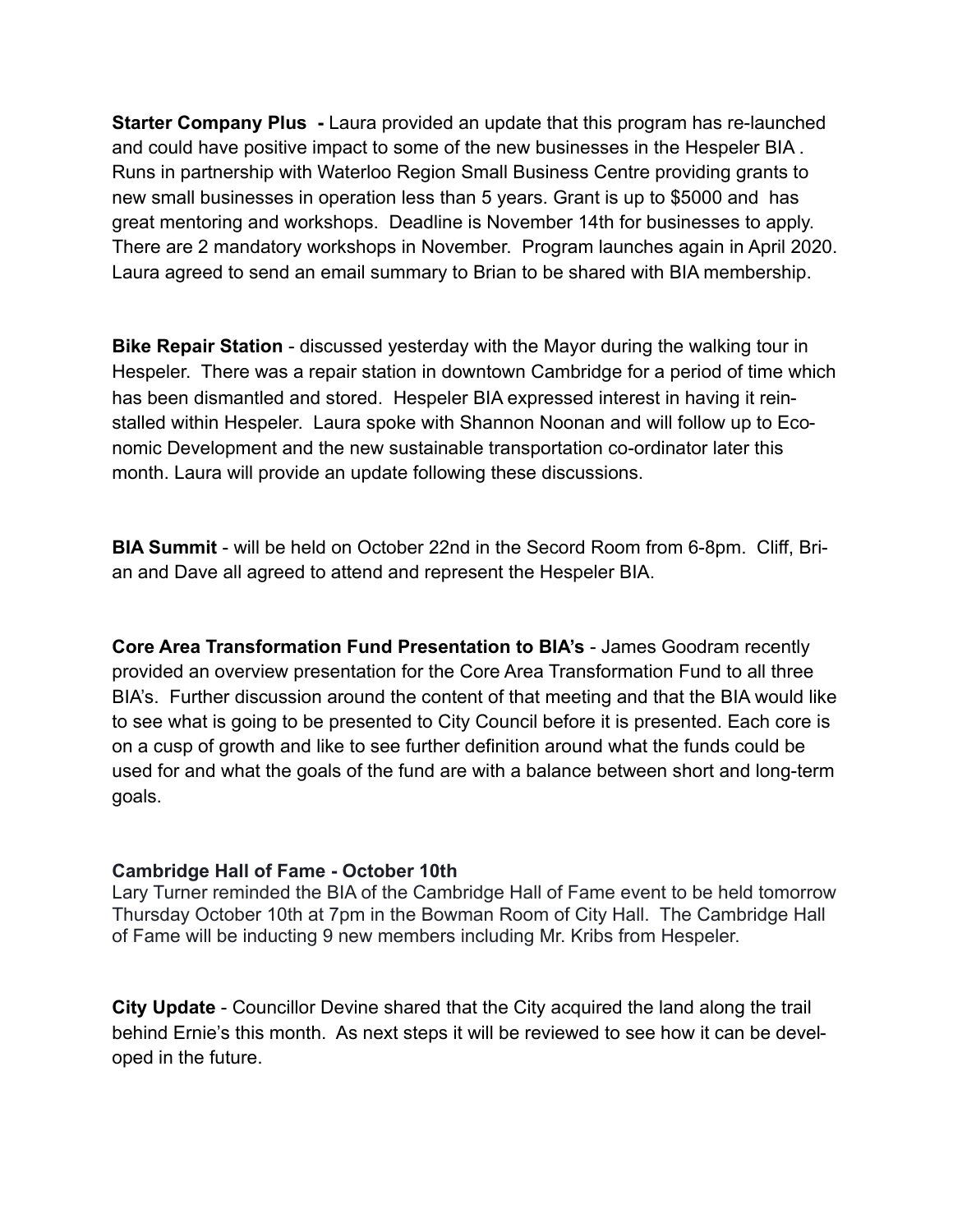**Starter Company Plus -** Laura provided an update that this program has re-launched and could have positive impact to some of the new businesses in the Hespeler BIA . Runs in partnership with Waterloo Region Small Business Centre providing grants to new small businesses in operation less than 5 years. Grant is up to $5000 and has great mentoring and workshops. Deadline is November 14th for businesses to apply. There are 2 mandatory workshops in November. Program launches again in April 2020. Laura agreed to send an email summary to Brian to be shared with BIA membership.

**Bike Repair Station** - discussed yesterday with the Mayor during the walking tour in Hespeler. There was a repair station in downtown Cambridge for a period of time which has been dismantled and stored. Hespeler BIA expressed interest in having it reinstalled within Hespeler. Laura spoke with Shannon Noonan and will follow up to Economic Development and the new sustainable transportation co-ordinator later this month. Laura will provide an update following these discussions.

**BIA Summit** - will be held on October 22nd in the Secord Room from 6-8pm. Cliff, Brian and Dave all agreed to attend and represent the Hespeler BIA.

**Core Area Transformation Fund Presentation to BIA's** - James Goodram recently provided an overview presentation for the Core Area Transformation Fund to all three BIA's. Further discussion around the content of that meeting and that the BIA would like to see what is going to be presented to City Council before it is presented. Each core is on a cusp of growth and like to see further definition around what the funds could be used for and what the goals of the fund are with a balance between short and long-term goals.

**Cambridge Hall of Fame - October 10th**

Lary Turner reminded the BIA of the Cambridge Hall of Fame event to be held tomorrow Thursday October 10th at 7pm in the Bowman Room of City Hall. The Cambridge Hall of Fame will be inducting 9 new members including Mr. Kribs from Hespeler.

**City Update** - Councillor Devine shared that the City acquired the land along the trail behind Ernie's this month. As next steps it will be reviewed to see how it can be developed in the future.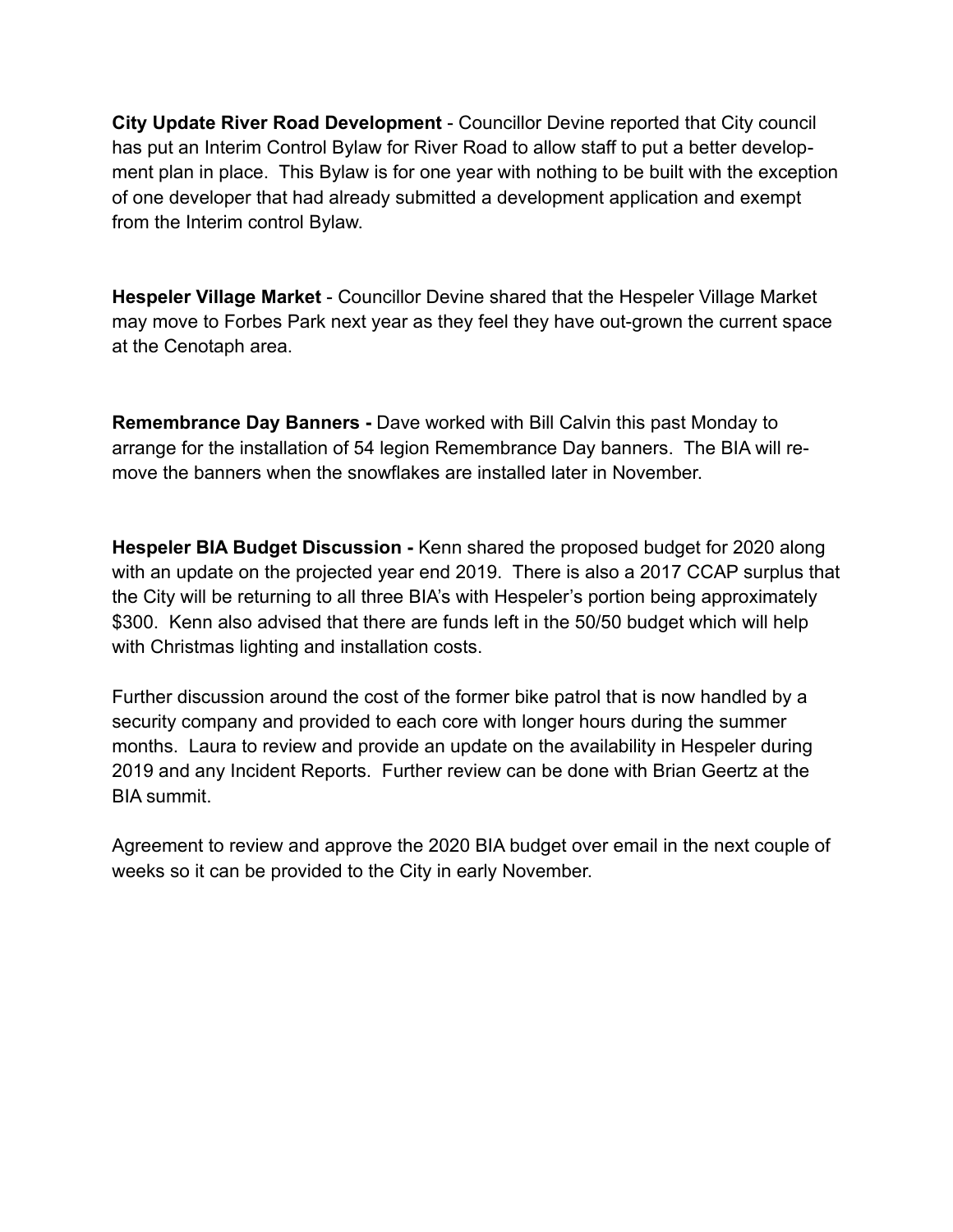**City Update River Road Development** - Councillor Devine reported that City council has put an Interim Control Bylaw for River Road to allow staff to put a better development plan in place. This Bylaw is for one year with nothing to be built with the exception of one developer that had already submitted a development application and exempt from the Interim control Bylaw.

**Hespeler Village Market** - Councillor Devine shared that the Hespeler Village Market may move to Forbes Park next year as they feel they have out-grown the current space at the Cenotaph area.

**Remembrance Day Banners -** Dave worked with Bill Calvin this past Monday to arrange for the installation of 54 legion Remembrance Day banners. The BIA will remove the banners when the snowflakes are installed later in November.

**Hespeler BIA Budget Discussion -** Kenn shared the proposed budget for 2020 along with an update on the projected year end 2019. There is also a 2017 CCAP surplus that the City will be returning to all three BIA's with Hespeler's portion being approximately $300. Kenn also advised that there are funds left in the 50/50 budget which will help with Christmas lighting and installation costs.

Further discussion around the cost of the former bike patrol that is now handled by a security company and provided to each core with longer hours during the summer months. Laura to review and provide an update on the availability in Hespeler during 2019 and any Incident Reports. Further review can be done with Brian Geertz at the BIA summit.

Agreement to review and approve the 2020 BIA budget over email in the next couple of weeks so it can be provided to the City in early November.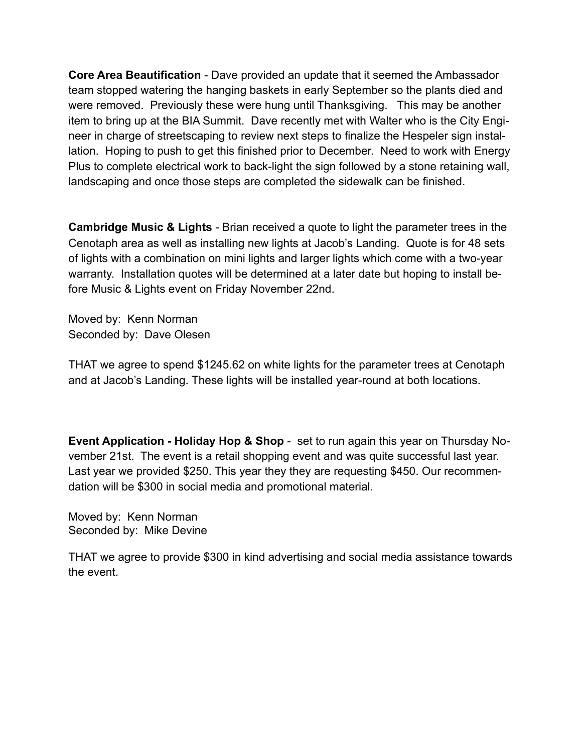**Core Area Beautification** - Dave provided an update that it seemed the Ambassador team stopped watering the hanging baskets in early September so the plants died and were removed. Previously these were hung until Thanksgiving. This may be another item to bring up at the BIA Summit. Dave recently met with Walter who is the City Engineer in charge of streetscaping to review next steps to finalize the Hespeler sign installation. Hoping to push to get this finished prior to December. Need to work with Energy Plus to complete electrical work to back-light the sign followed by a stone retaining wall, landscaping and once those steps are completed the sidewalk can be finished.

**Cambridge Music & Lights** - Brian received a quote to light the parameter trees in the Cenotaph area as well as installing new lights at Jacob's Landing. Quote is for 48 sets of lights with a combination on mini lights and larger lights which come with a two-year warranty. Installation quotes will be determined at a later date but hoping to install before Music & Lights event on Friday November 22nd.

Moved by: Kenn Norman
Seconded by: Dave Olesen

THAT we agree to spend $1245.62 on white lights for the parameter trees at Cenotaph and at Jacob's Landing. These lights will be installed year-round at both locations.

**Event Application - Holiday Hop & Shop** - set to run again this year on Thursday November 21st. The event is a retail shopping event and was quite successful last year. Last year we provided $250. This year they they are requesting $450. Our recommendation will be $300 in social media and promotional material.

Moved by: Kenn Norman
Seconded by: Mike Devine

THAT we agree to provide $300 in kind advertising and social media assistance towards the event.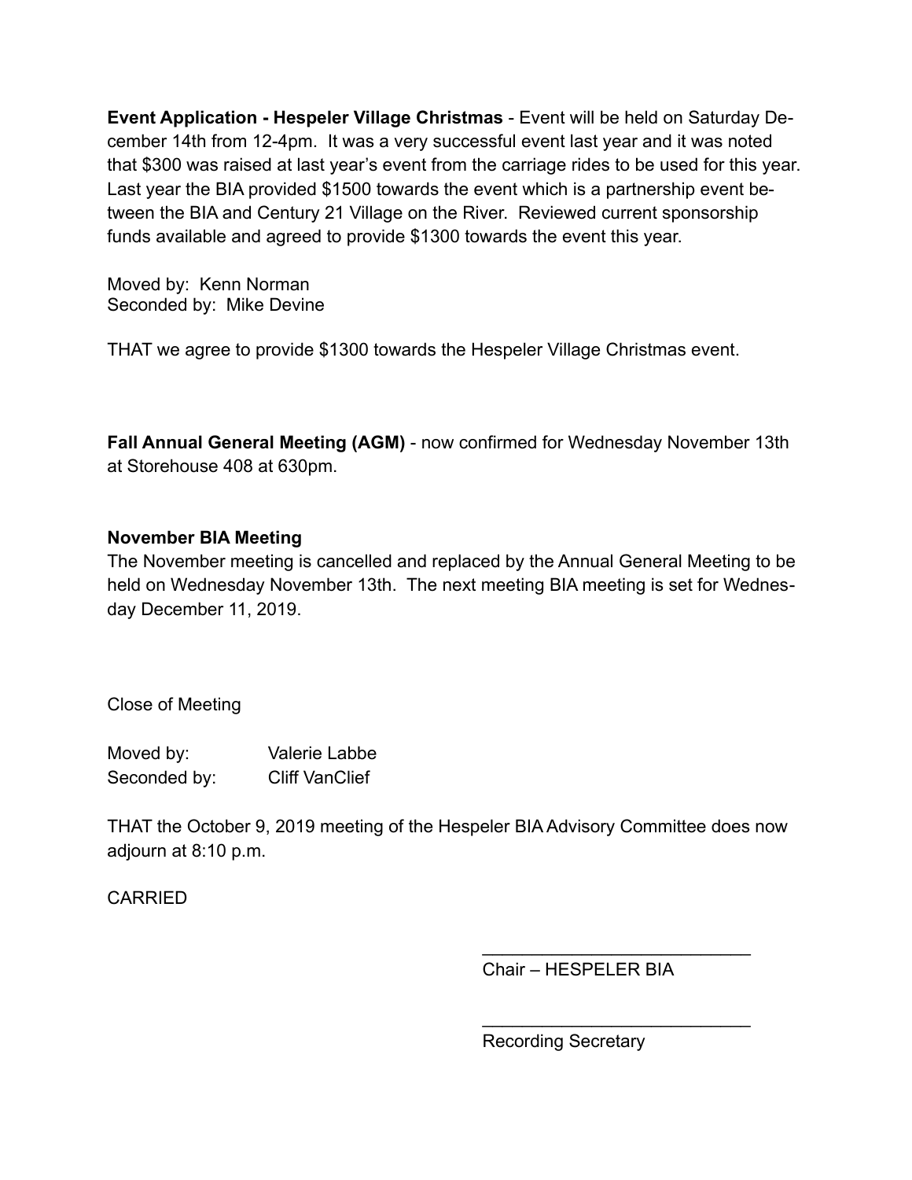**Event Application - Hespeler Village Christmas** - Event will be held on Saturday December 14th from 12-4pm. It was a very successful event last year and it was noted that $300 was raised at last year's event from the carriage rides to be used for this year. Last year the BIA provided $1500 towards the event which is a partnership event between the BIA and Century 21 Village on the River. Reviewed current sponsorship funds available and agreed to provide $1300 towards the event this year.

Moved by: Kenn Norman
Seconded by: Mike Devine

THAT we agree to provide $1300 towards the Hespeler Village Christmas event.

**Fall Annual General Meeting (AGM)** - now confirmed for Wednesday November 13th at Storehouse 408 at 630pm.

**November BIA Meeting**

The November meeting is cancelled and replaced by the Annual General Meeting to be held on Wednesday November 13th. The next meeting BIA meeting is set for Wednesday December 11, 2019.

Close of Meeting

Moved by: Valerie Labbe
Seconded by: Cliff VanClief

THAT the October 9, 2019 meeting of the Hespeler BIA Advisory Committee does now adjourn at 8:10 p.m.

CARRIED

____________________________
Chair – HESPELER BIA

____________________________
Recording Secretary